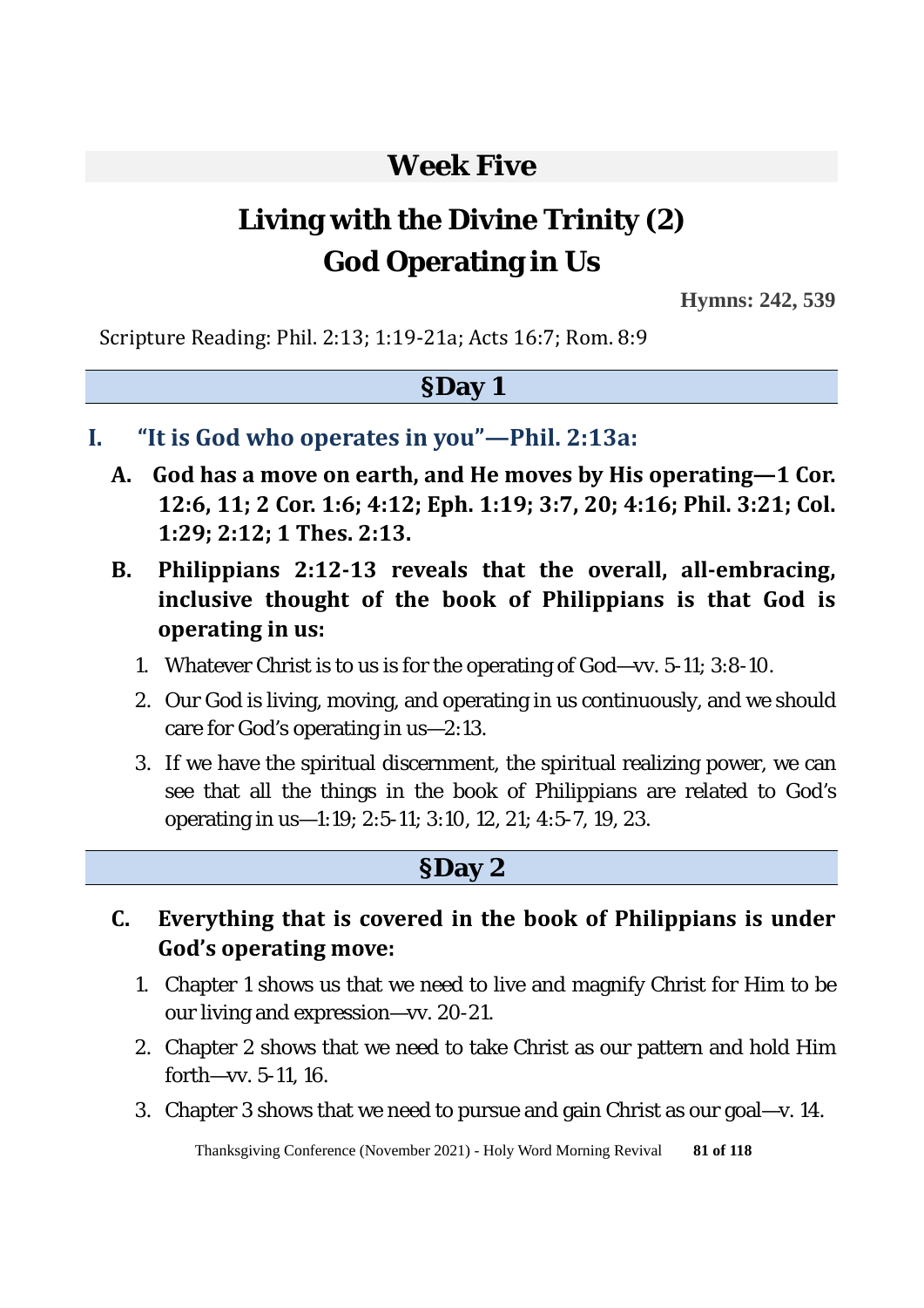# Week Five

# Living with the Divine Trinity (2)
# God Operating in Us

**Hymns: 242, 539**

Scripture Reading: Phil. 2:13; 1:19-21a; Acts 16:7; Rom. 8:9

## §Day 1

### I. "It is God who operates in you"—Phil. 2:13a:

**A. God has a move on earth, and He moves by His operating—1 Cor. 12:6, 11; 2 Cor. 1:6; 4:12; Eph. 1:19; 3:7, 20; 4:16; Phil. 3:21; Col. 1:29; 2:12; 1 Thes. 2:13.**

**B. Philippians 2:12-13 reveals that the overall, all-embracing, inclusive thought of the book of Philippians is that God is operating in us:**

1. Whatever Christ is to us is for the operating of God—vv. 5-11; 3:8-10.
2. Our God is living, moving, and operating in us continuously, and we should care for God's operating in us—2:13.
3. If we have the spiritual discernment, the spiritual realizing power, we can see that all the things in the book of Philippians are related to God's operating in us—1:19; 2:5-11; 3:10, 12, 21; 4:5-7, 19, 23.

## §Day 2

**C. Everything that is covered in the book of Philippians is under God's operating move:**

1. Chapter 1 shows us that we need to live and magnify Christ for Him to be our living and expression—vv. 20-21.
2. Chapter 2 shows that we need to take Christ as our pattern and hold Him forth—vv. 5-11, 16.
3. Chapter 3 shows that we need to pursue and gain Christ as our goal—v. 14.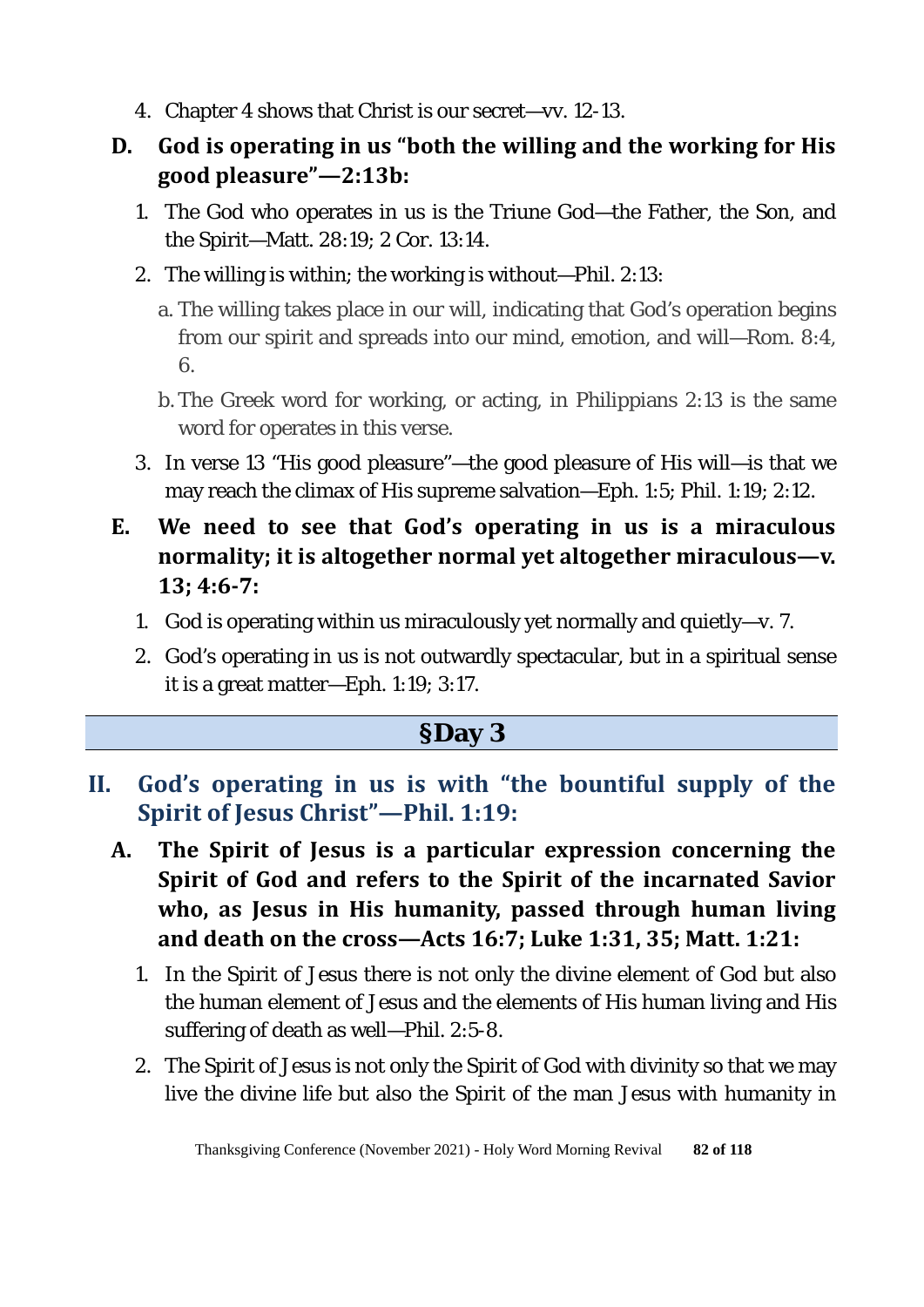4. Chapter 4 shows that Christ is our secret—vv. 12-13.

**D. God is operating in us "both the willing and the working for His good pleasure"—2:13b:**

1. The God who operates in us is the Triune God—the Father, the Son, and the Spirit—Matt. 28:19; 2 Cor. 13:14.
2. The willing is within; the working is without—Phil. 2:13:
   a. The willing takes place in our will, indicating that God's operation begins from our spirit and spreads into our mind, emotion, and will—Rom. 8:4, 6.
   b. The Greek word for working, or acting, in Philippians 2:13 is the same word for operates in this verse.
3. In verse 13 "His good pleasure"—the good pleasure of His will—is that we may reach the climax of His supreme salvation—Eph. 1:5; Phil. 1:19; 2:12.

**E. We need to see that God's operating in us is a miraculous normality; it is altogether normal yet altogether miraculous—v. 13; 4:6-7:**

1. God is operating within us miraculously yet normally and quietly—v. 7.
2. God's operating in us is not outwardly spectacular, but in a spiritual sense it is a great matter—Eph. 1:19; 3:17.

## §Day 3

## II. God's operating in us is with "the bountiful supply of the Spirit of Jesus Christ"—Phil. 1:19:

**A. The Spirit of Jesus is a particular expression concerning the Spirit of God and refers to the Spirit of the incarnated Savior who, as Jesus in His humanity, passed through human living and death on the cross—Acts 16:7; Luke 1:31, 35; Matt. 1:21:**

1. In the Spirit of Jesus there is not only the divine element of God but also the human element of Jesus and the elements of His human living and His suffering of death as well—Phil. 2:5-8.
2. The Spirit of Jesus is not only the Spirit of God with divinity so that we may live the divine life but also the Spirit of the man Jesus with humanity in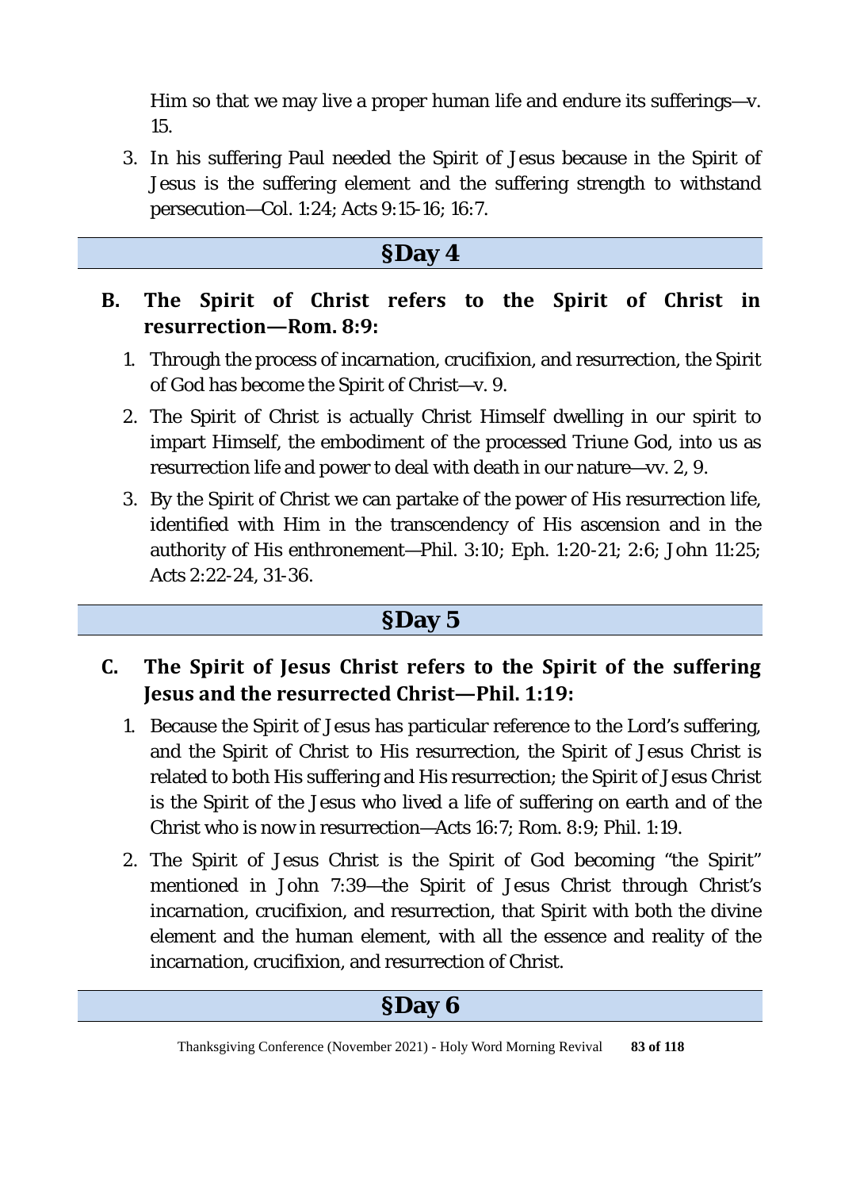Him so that we may live a proper human life and endure its sufferings—v. 15.

3. In his suffering Paul needed the Spirit of Jesus because in the Spirit of Jesus is the suffering element and the suffering strength to withstand persecution—Col. 1:24; Acts 9:15-16; 16:7.

## §Day 4

### B. The Spirit of Christ refers to the Spirit of Christ in resurrection—Rom. 8:9:

1. Through the process of incarnation, crucifixion, and resurrection, the Spirit of God has become the Spirit of Christ—v. 9.
2. The Spirit of Christ is actually Christ Himself dwelling in our spirit to impart Himself, the embodiment of the processed Triune God, into us as resurrection life and power to deal with death in our nature—vv. 2, 9.
3. By the Spirit of Christ we can partake of the power of His resurrection life, identified with Him in the transcendency of His ascension and in the authority of His enthronement—Phil. 3:10; Eph. 1:20-21; 2:6; John 11:25; Acts 2:22-24, 31-36.

## §Day 5

### C. The Spirit of Jesus Christ refers to the Spirit of the suffering Jesus and the resurrected Christ—Phil. 1:19:

1. Because the Spirit of Jesus has particular reference to the Lord's suffering, and the Spirit of Christ to His resurrection, the Spirit of Jesus Christ is related to both His suffering and His resurrection; the Spirit of Jesus Christ is the Spirit of the Jesus who lived a life of suffering on earth and of the Christ who is now in resurrection—Acts 16:7; Rom. 8:9; Phil. 1:19.
2. The Spirit of Jesus Christ is the Spirit of God becoming "the Spirit" mentioned in John 7:39—the Spirit of Jesus Christ through Christ's incarnation, crucifixion, and resurrection, that Spirit with both the divine element and the human element, with all the essence and reality of the incarnation, crucifixion, and resurrection of Christ.

## §Day 6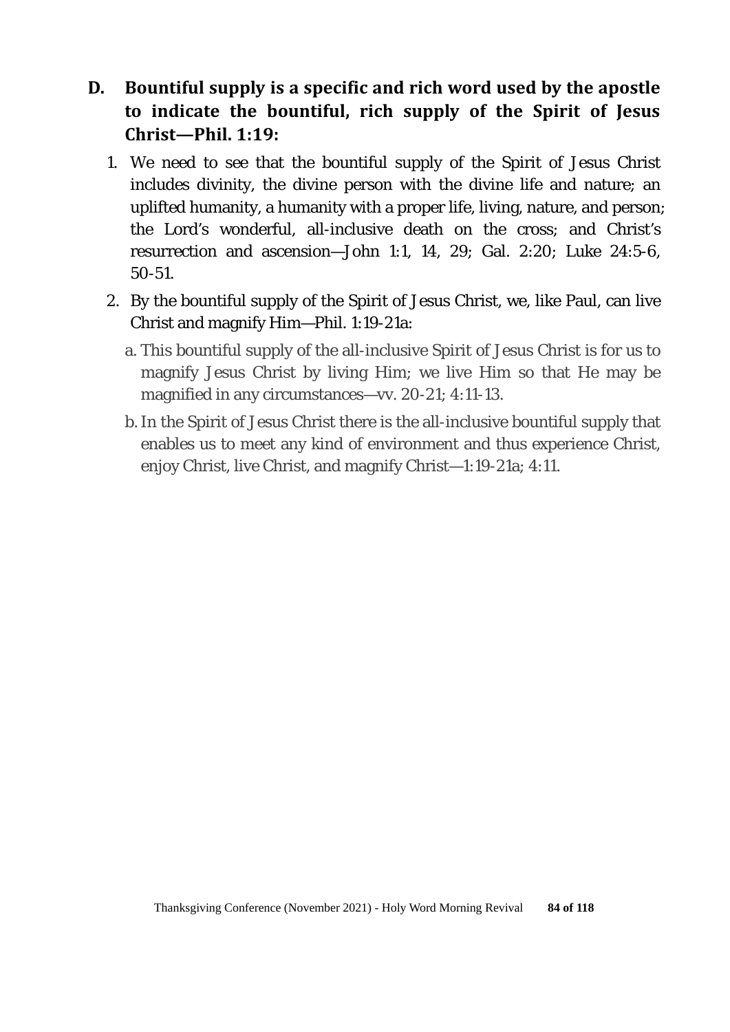## D. Bountiful supply is a specific and rich word used by the apostle to indicate the bountiful, rich supply of the Spirit of Jesus Christ—Phil. 1:19:

1. We need to see that the bountiful supply of the Spirit of Jesus Christ includes divinity, the divine person with the divine life and nature; an uplifted humanity, a humanity with a proper life, living, nature, and person; the Lord's wonderful, all-inclusive death on the cross; and Christ's resurrection and ascension—John 1:1, 14, 29; Gal. 2:20; Luke 24:5-6, 50-51.
2. By the bountiful supply of the Spirit of Jesus Christ, we, like Paul, can live Christ and magnify Him—Phil. 1:19-21a:
   - a. This bountiful supply of the all-inclusive Spirit of Jesus Christ is for us to magnify Jesus Christ by living Him; we live Him so that He may be magnified in any circumstances—vv. 20-21; 4:11-13.
   - b. In the Spirit of Jesus Christ there is the all-inclusive bountiful supply that enables us to meet any kind of environment and thus experience Christ, enjoy Christ, live Christ, and magnify Christ—1:19-21a; 4:11.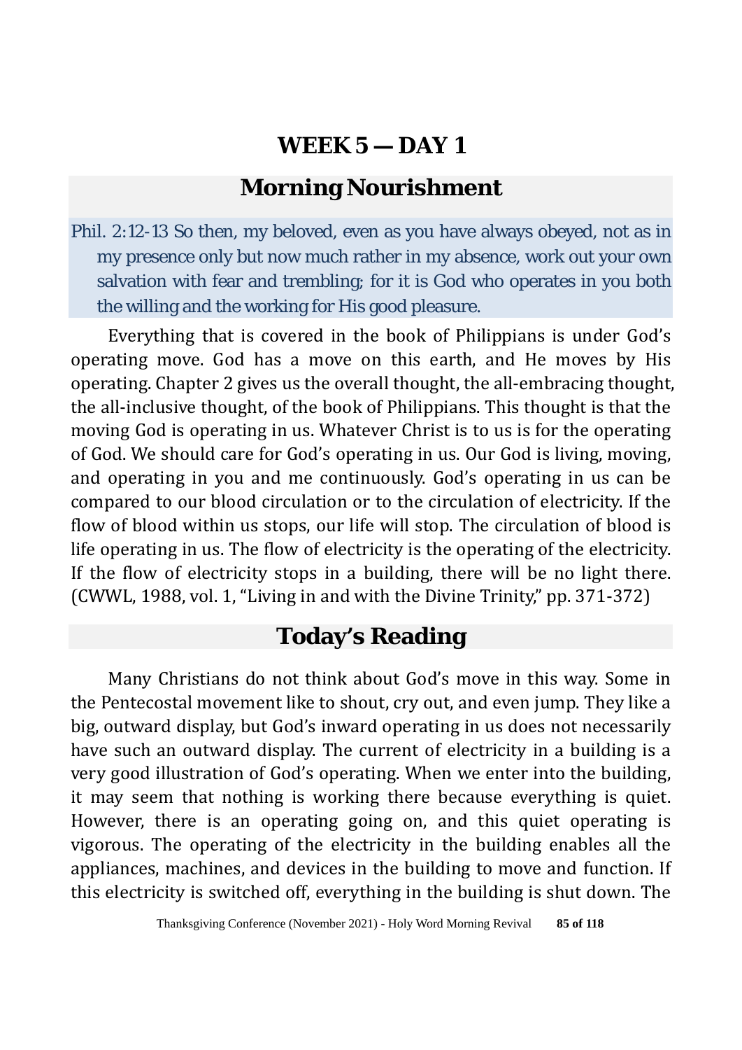# WEEK 5 — DAY 1

## Morning Nourishment

Phil. 2:12-13 So then, my beloved, even as you have always obeyed, not as in my presence only but now much rather in my absence, work out your own salvation with fear and trembling; for it is God who operates in you both the willing and the working for His good pleasure.

Everything that is covered in the book of Philippians is under God's operating move. God has a move on this earth, and He moves by His operating. Chapter 2 gives us the overall thought, the all-embracing thought, the all-inclusive thought, of the book of Philippians. This thought is that the moving God is operating in us. Whatever Christ is to us is for the operating of God. We should care for God's operating in us. Our God is living, moving, and operating in you and me continuously. God's operating in us can be compared to our blood circulation or to the circulation of electricity. If the flow of blood within us stops, our life will stop. The circulation of blood is life operating in us. The flow of electricity is the operating of the electricity. If the flow of electricity stops in a building, there will be no light there. (CWWL, 1988, vol. 1, "Living in and with the Divine Trinity," pp. 371-372)

## Today's Reading

Many Christians do not think about God's move in this way. Some in the Pentecostal movement like to shout, cry out, and even jump. They like a big, outward display, but God's inward operating in us does not necessarily have such an outward display. The current of electricity in a building is a very good illustration of God's operating. When we enter into the building, it may seem that nothing is working there because everything is quiet. However, there is an operating going on, and this quiet operating is vigorous. The operating of the electricity in the building enables all the appliances, machines, and devices in the building to move and function. If this electricity is switched off, everything in the building is shut down. The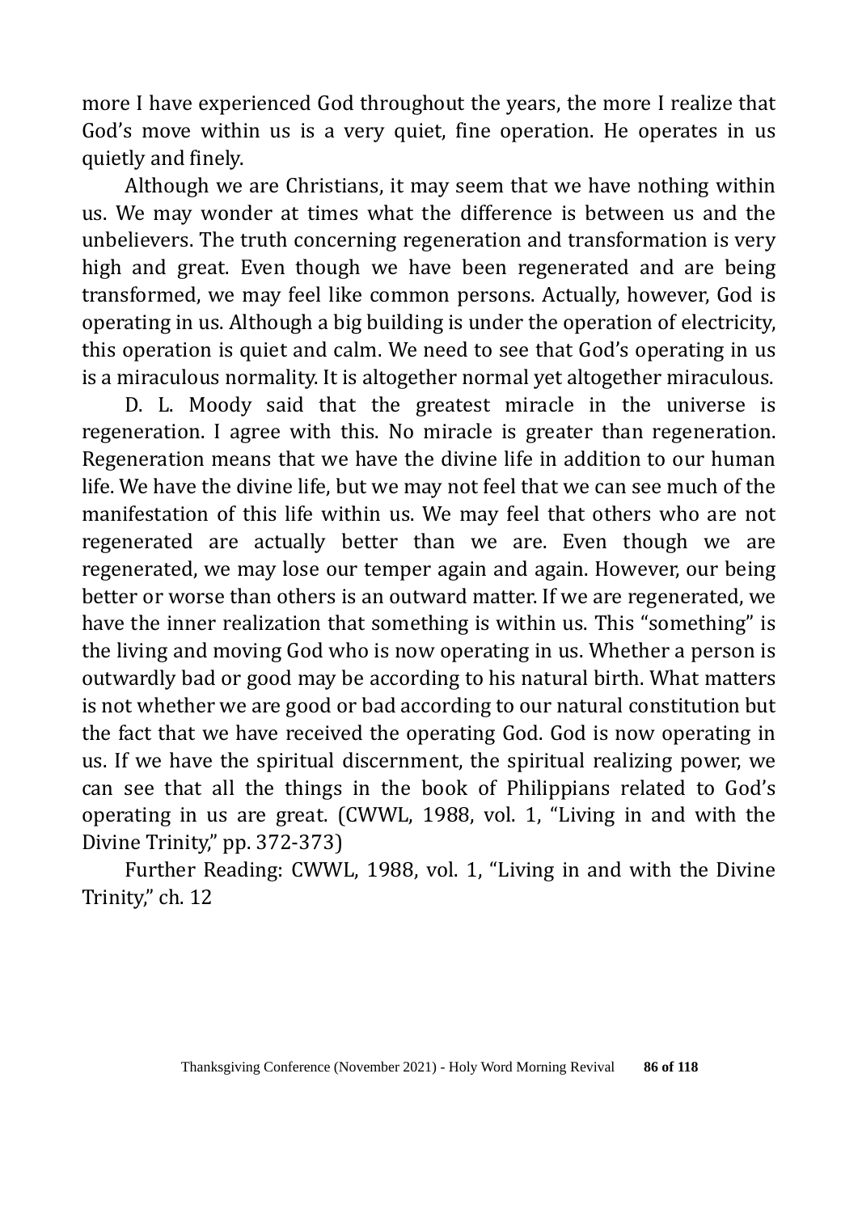more I have experienced God throughout the years, the more I realize that God's move within us is a very quiet, fine operation. He operates in us quietly and finely.

Although we are Christians, it may seem that we have nothing within us. We may wonder at times what the difference is between us and the unbelievers. The truth concerning regeneration and transformation is very high and great. Even though we have been regenerated and are being transformed, we may feel like common persons. Actually, however, God is operating in us. Although a big building is under the operation of electricity, this operation is quiet and calm. We need to see that God's operating in us is a miraculous normality. It is altogether normal yet altogether miraculous.

D. L. Moody said that the greatest miracle in the universe is regeneration. I agree with this. No miracle is greater than regeneration. Regeneration means that we have the divine life in addition to our human life. We have the divine life, but we may not feel that we can see much of the manifestation of this life within us. We may feel that others who are not regenerated are actually better than we are. Even though we are regenerated, we may lose our temper again and again. However, our being better or worse than others is an outward matter. If we are regenerated, we have the inner realization that something is within us. This "something" is the living and moving God who is now operating in us. Whether a person is outwardly bad or good may be according to his natural birth. What matters is not whether we are good or bad according to our natural constitution but the fact that we have received the operating God. God is now operating in us. If we have the spiritual discernment, the spiritual realizing power, we can see that all the things in the book of Philippians related to God's operating in us are great. (CWWL, 1988, vol. 1, "Living in and with the Divine Trinity," pp. 372-373)

Further Reading: CWWL, 1988, vol. 1, "Living in and with the Divine Trinity," ch. 12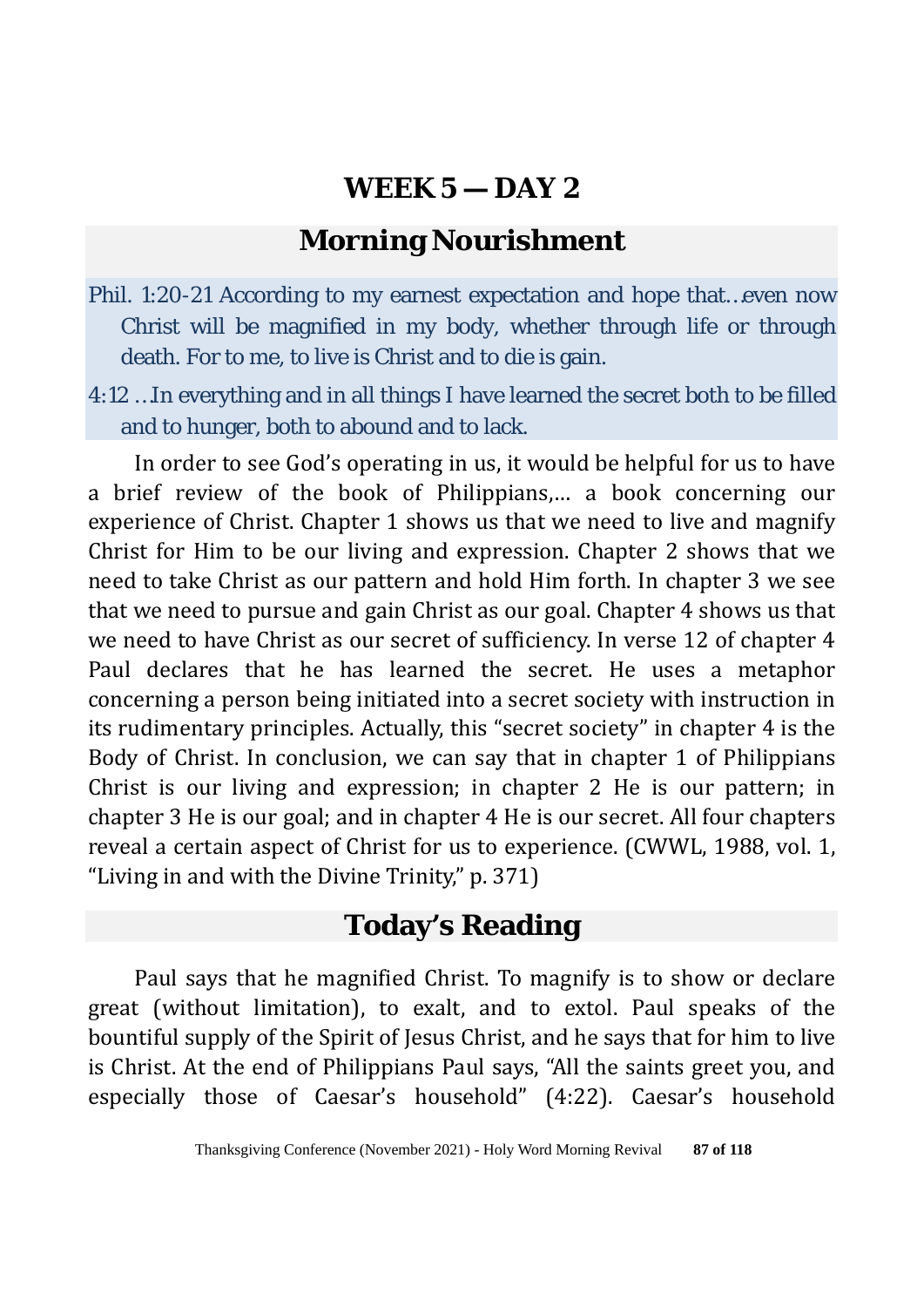# WEEK 5 — DAY 2

## Morning Nourishment

Phil. 1:20-21 According to my earnest expectation and hope that…even now Christ will be magnified in my body, whether through life or through death. For to me, to live is Christ and to die is gain.

4:12 …In everything and in all things I have learned the secret both to be filled and to hunger, both to abound and to lack.

In order to see God's operating in us, it would be helpful for us to have a brief review of the book of Philippians,… a book concerning our experience of Christ. Chapter 1 shows us that we need to live and magnify Christ for Him to be our living and expression. Chapter 2 shows that we need to take Christ as our pattern and hold Him forth. In chapter 3 we see that we need to pursue and gain Christ as our goal. Chapter 4 shows us that we need to have Christ as our secret of sufficiency. In verse 12 of chapter 4 Paul declares that he has learned the secret. He uses a metaphor concerning a person being initiated into a secret society with instruction in its rudimentary principles. Actually, this "secret society" in chapter 4 is the Body of Christ. In conclusion, we can say that in chapter 1 of Philippians Christ is our living and expression; in chapter 2 He is our pattern; in chapter 3 He is our goal; and in chapter 4 He is our secret. All four chapters reveal a certain aspect of Christ for us to experience. (CWWL, 1988, vol. 1, "Living in and with the Divine Trinity," p. 371)

## Today's Reading

Paul says that he magnified Christ. To magnify is to show or declare great (without limitation), to exalt, and to extol. Paul speaks of the bountiful supply of the Spirit of Jesus Christ, and he says that for him to live is Christ. At the end of Philippians Paul says, "All the saints greet you, and especially those of Caesar's household" (4:22). Caesar's household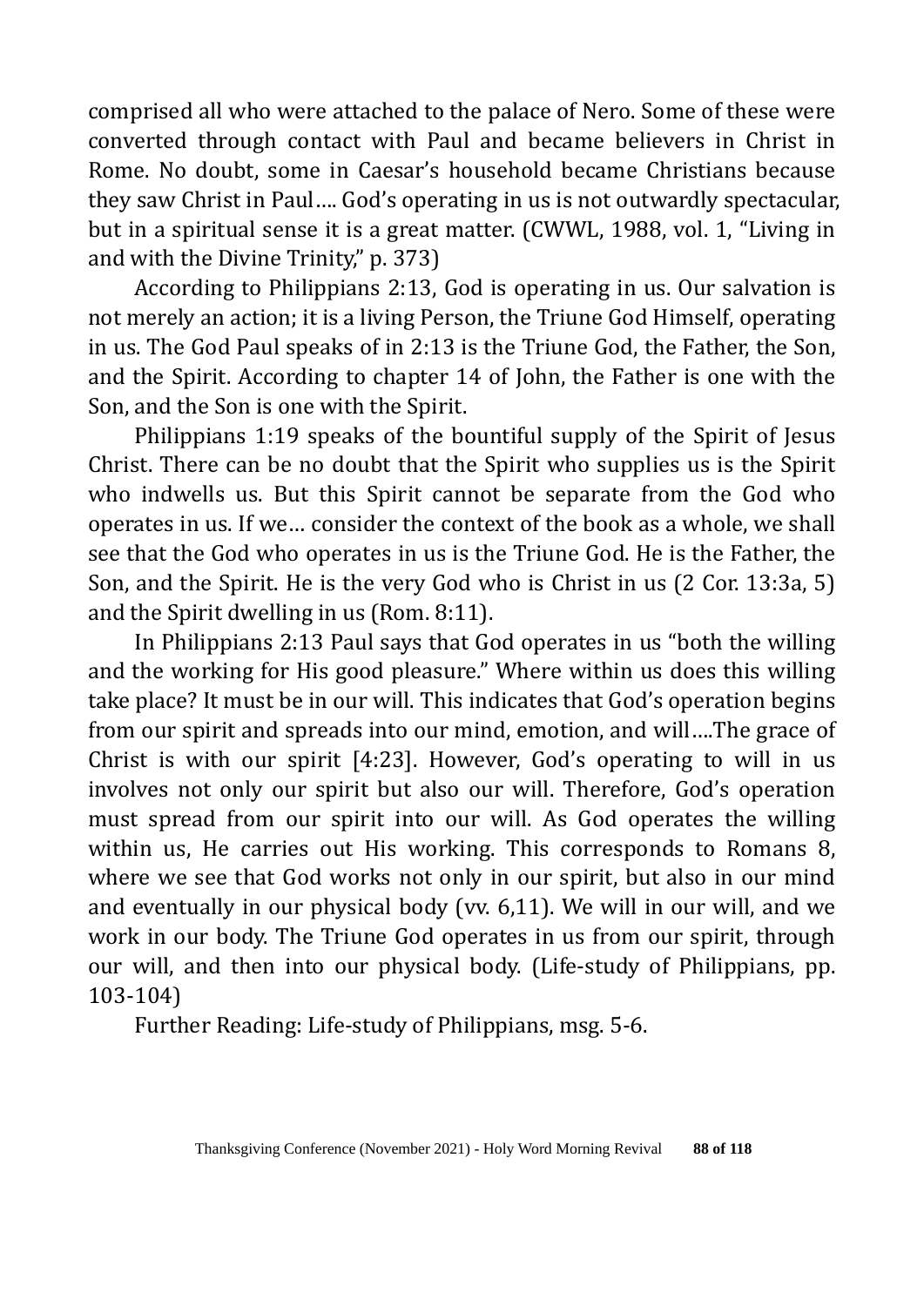comprised all who were attached to the palace of Nero. Some of these were converted through contact with Paul and became believers in Christ in Rome. No doubt, some in Caesar's household became Christians because they saw Christ in Paul…. God's operating in us is not outwardly spectacular, but in a spiritual sense it is a great matter. (CWWL, 1988, vol. 1, "Living in and with the Divine Trinity," p. 373)

According to Philippians 2:13, God is operating in us. Our salvation is not merely an action; it is a living Person, the Triune God Himself, operating in us. The God Paul speaks of in 2:13 is the Triune God, the Father, the Son, and the Spirit. According to chapter 14 of John, the Father is one with the Son, and the Son is one with the Spirit.

Philippians 1:19 speaks of the bountiful supply of the Spirit of Jesus Christ. There can be no doubt that the Spirit who supplies us is the Spirit who indwells us. But this Spirit cannot be separate from the God who operates in us. If we… consider the context of the book as a whole, we shall see that the God who operates in us is the Triune God. He is the Father, the Son, and the Spirit. He is the very God who is Christ in us (2 Cor. 13:3a, 5) and the Spirit dwelling in us (Rom. 8:11).

In Philippians 2:13 Paul says that God operates in us "both the willing and the working for His good pleasure." Where within us does this willing take place? It must be in our will. This indicates that God's operation begins from our spirit and spreads into our mind, emotion, and will….The grace of Christ is with our spirit [4:23]. However, God's operating to will in us involves not only our spirit but also our will. Therefore, God's operation must spread from our spirit into our will. As God operates the willing within us, He carries out His working. This corresponds to Romans 8, where we see that God works not only in our spirit, but also in our mind and eventually in our physical body (vv. 6,11). We will in our will, and we work in our body. The Triune God operates in us from our spirit, through our will, and then into our physical body. (Life-study of Philippians, pp. 103-104)

Further Reading: Life-study of Philippians, msg. 5-6.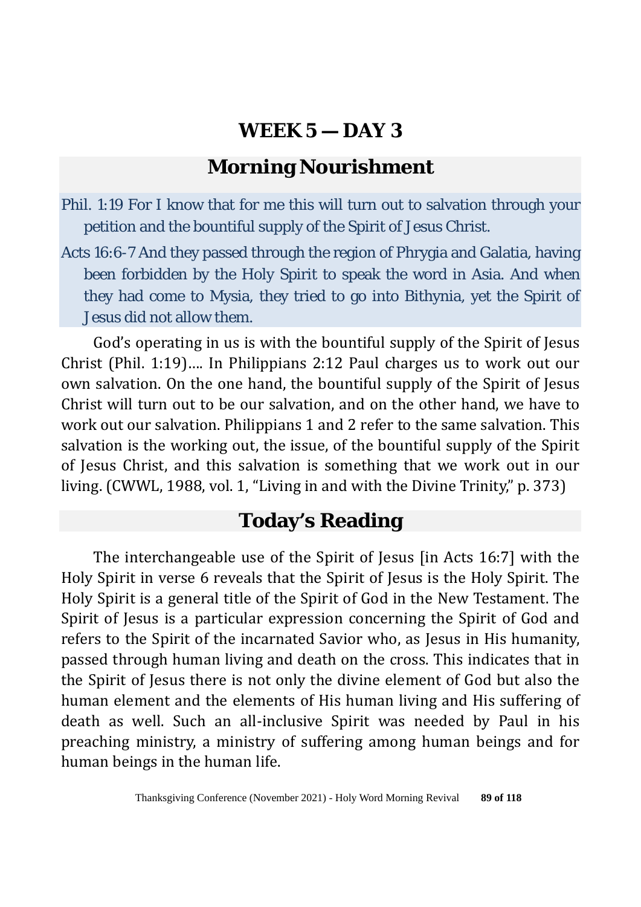# WEEK 5 — DAY 3

## Morning Nourishment

Phil. 1:19 For I know that for me this will turn out to salvation through your petition and the bountiful supply of the Spirit of Jesus Christ.

Acts 16:6-7 And they passed through the region of Phrygia and Galatia, having been forbidden by the Holy Spirit to speak the word in Asia. And when they had come to Mysia, they tried to go into Bithynia, yet the Spirit of Jesus did not allow them.

God's operating in us is with the bountiful supply of the Spirit of Jesus Christ (Phil. 1:19)…. In Philippians 2:12 Paul charges us to work out our own salvation. On the one hand, the bountiful supply of the Spirit of Jesus Christ will turn out to be our salvation, and on the other hand, we have to work out our salvation. Philippians 1 and 2 refer to the same salvation. This salvation is the working out, the issue, of the bountiful supply of the Spirit of Jesus Christ, and this salvation is something that we work out in our living. (CWWL, 1988, vol. 1, "Living in and with the Divine Trinity," p. 373)

## Today's Reading

The interchangeable use of the Spirit of Jesus [in Acts 16:7] with the Holy Spirit in verse 6 reveals that the Spirit of Jesus is the Holy Spirit. The Holy Spirit is a general title of the Spirit of God in the New Testament. The Spirit of Jesus is a particular expression concerning the Spirit of God and refers to the Spirit of the incarnated Savior who, as Jesus in His humanity, passed through human living and death on the cross. This indicates that in the Spirit of Jesus there is not only the divine element of God but also the human element and the elements of His human living and His suffering of death as well. Such an all-inclusive Spirit was needed by Paul in his preaching ministry, a ministry of suffering among human beings and for human beings in the human life.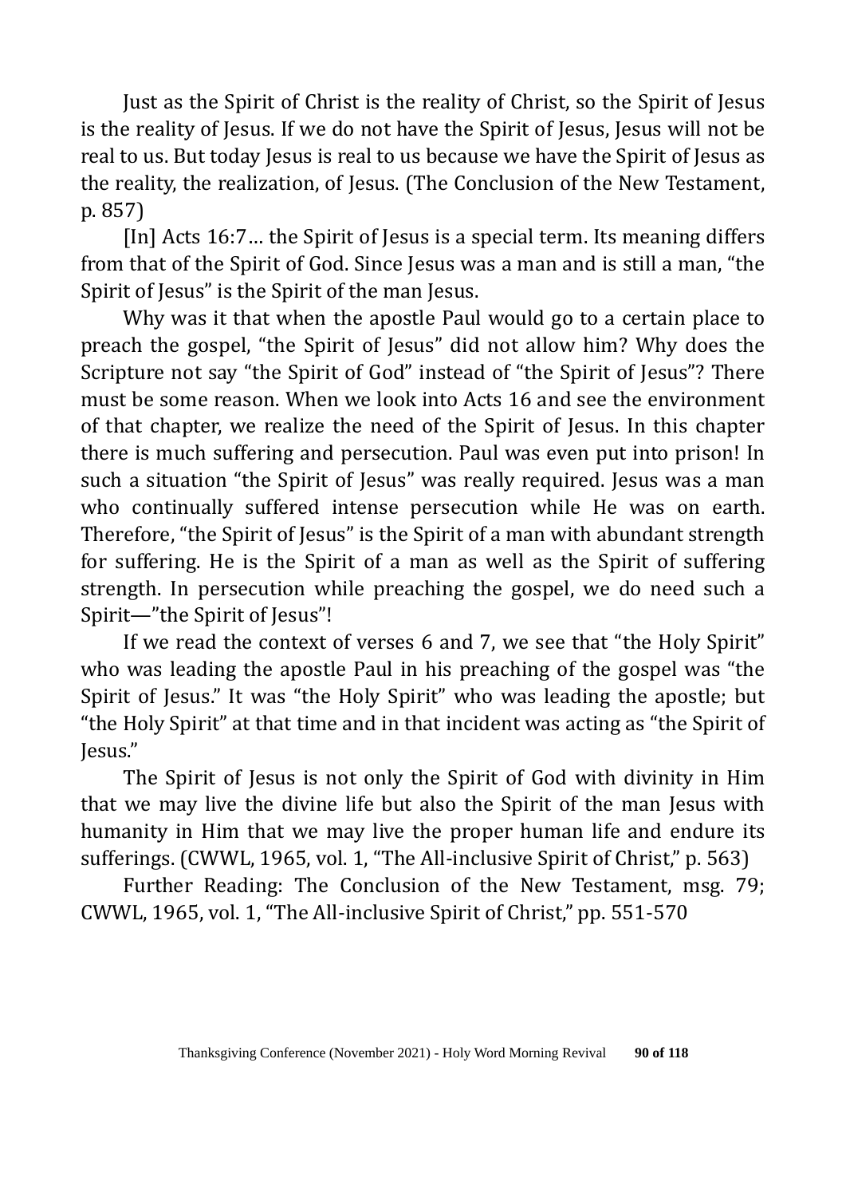Just as the Spirit of Christ is the reality of Christ, so the Spirit of Jesus is the reality of Jesus. If we do not have the Spirit of Jesus, Jesus will not be real to us. But today Jesus is real to us because we have the Spirit of Jesus as the reality, the realization, of Jesus. (The Conclusion of the New Testament, p. 857)

[In] Acts 16:7… the Spirit of Jesus is a special term. Its meaning differs from that of the Spirit of God. Since Jesus was a man and is still a man, "the Spirit of Jesus" is the Spirit of the man Jesus.

Why was it that when the apostle Paul would go to a certain place to preach the gospel, "the Spirit of Jesus" did not allow him? Why does the Scripture not say "the Spirit of God" instead of "the Spirit of Jesus"? There must be some reason. When we look into Acts 16 and see the environment of that chapter, we realize the need of the Spirit of Jesus. In this chapter there is much suffering and persecution. Paul was even put into prison! In such a situation "the Spirit of Jesus" was really required. Jesus was a man who continually suffered intense persecution while He was on earth. Therefore, "the Spirit of Jesus" is the Spirit of a man with abundant strength for suffering. He is the Spirit of a man as well as the Spirit of suffering strength. In persecution while preaching the gospel, we do need such a Spirit—"the Spirit of Jesus"!

If we read the context of verses 6 and 7, we see that "the Holy Spirit" who was leading the apostle Paul in his preaching of the gospel was "the Spirit of Jesus." It was "the Holy Spirit" who was leading the apostle; but "the Holy Spirit" at that time and in that incident was acting as "the Spirit of Jesus."

The Spirit of Jesus is not only the Spirit of God with divinity in Him that we may live the divine life but also the Spirit of the man Jesus with humanity in Him that we may live the proper human life and endure its sufferings. (CWWL, 1965, vol. 1, "The All-inclusive Spirit of Christ," p. 563)

Further Reading: The Conclusion of the New Testament, msg. 79; CWWL, 1965, vol. 1, "The All-inclusive Spirit of Christ," pp. 551-570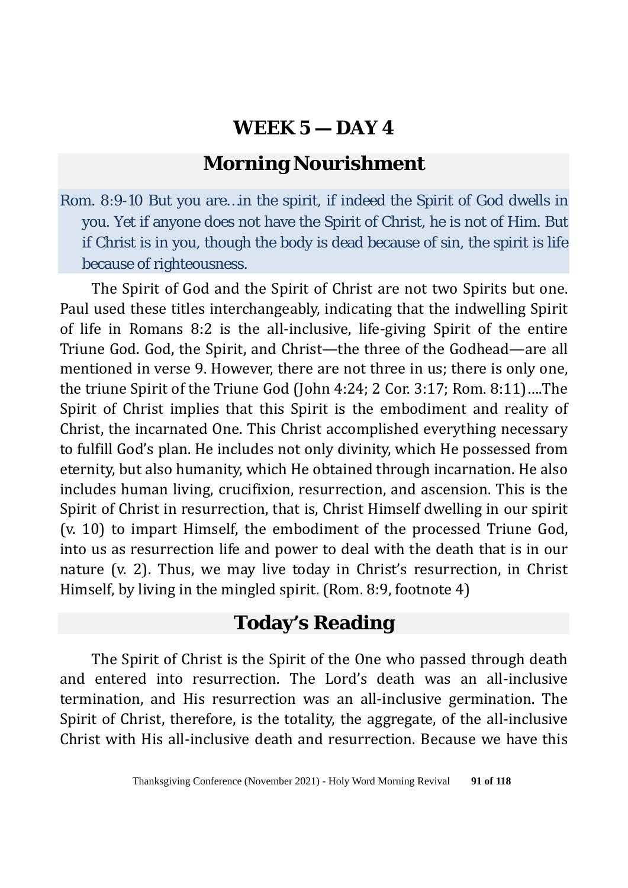# WEEK 5 — DAY 4

## Morning Nourishment

Rom. 8:9-10 But you are…in the spirit, if indeed the Spirit of God dwells in you. Yet if anyone does not have the Spirit of Christ, he is not of Him. But if Christ is in you, though the body is dead because of sin, the spirit is life because of righteousness.

The Spirit of God and the Spirit of Christ are not two Spirits but one. Paul used these titles interchangeably, indicating that the indwelling Spirit of life in Romans 8:2 is the all-inclusive, life-giving Spirit of the entire Triune God. God, the Spirit, and Christ—the three of the Godhead—are all mentioned in verse 9. However, there are not three in us; there is only one, the triune Spirit of the Triune God (John 4:24; 2 Cor. 3:17; Rom. 8:11)….The Spirit of Christ implies that this Spirit is the embodiment and reality of Christ, the incarnated One. This Christ accomplished everything necessary to fulfill God's plan. He includes not only divinity, which He possessed from eternity, but also humanity, which He obtained through incarnation. He also includes human living, crucifixion, resurrection, and ascension. This is the Spirit of Christ in resurrection, that is, Christ Himself dwelling in our spirit (v. 10) to impart Himself, the embodiment of the processed Triune God, into us as resurrection life and power to deal with the death that is in our nature (v. 2). Thus, we may live today in Christ's resurrection, in Christ Himself, by living in the mingled spirit. (Rom. 8:9, footnote 4)

## Today's Reading

The Spirit of Christ is the Spirit of the One who passed through death and entered into resurrection. The Lord's death was an all-inclusive termination, and His resurrection was an all-inclusive germination. The Spirit of Christ, therefore, is the totality, the aggregate, of the all-inclusive Christ with His all-inclusive death and resurrection. Because we have this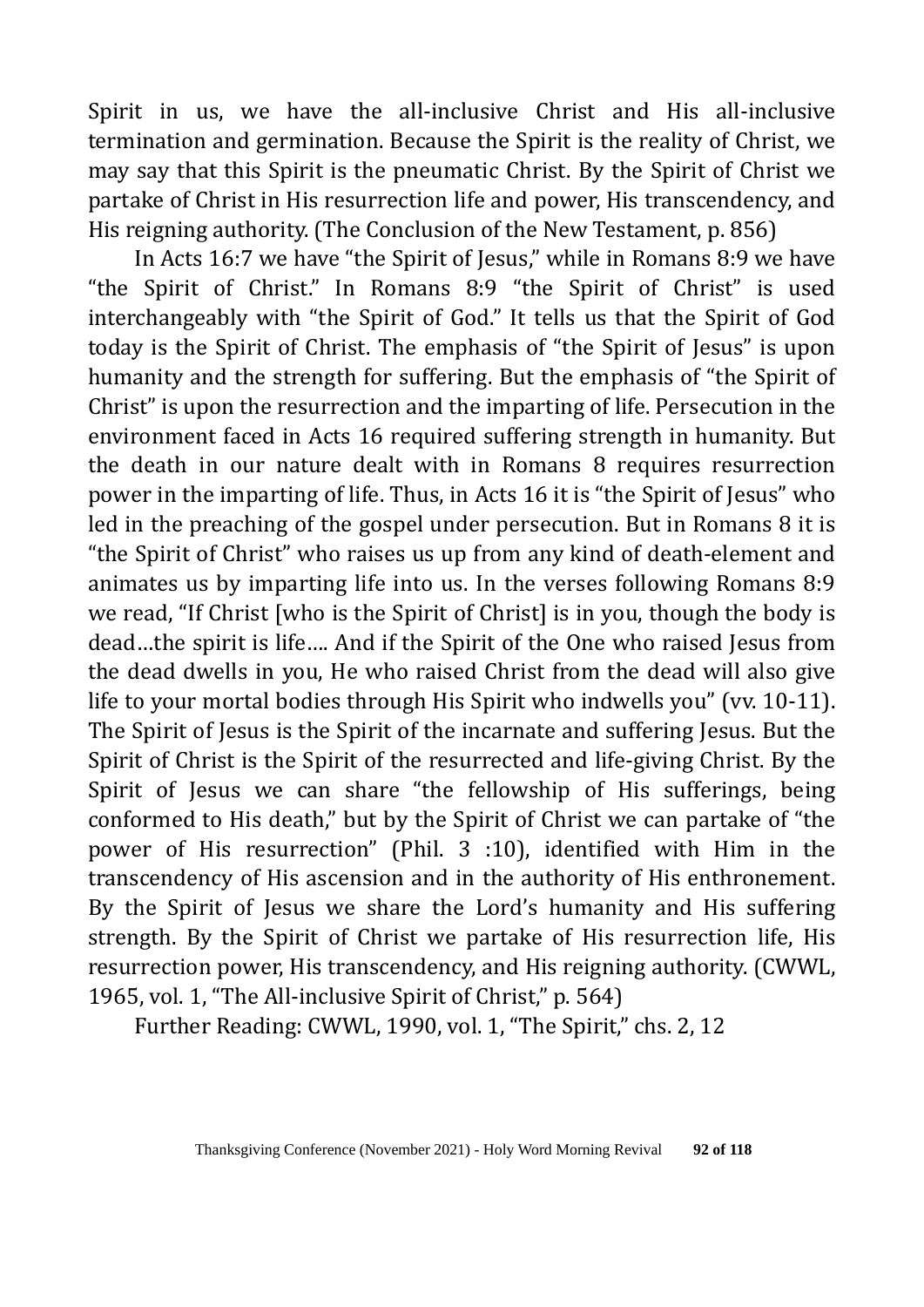Spirit in us, we have the all-inclusive Christ and His all-inclusive termination and germination. Because the Spirit is the reality of Christ, we may say that this Spirit is the pneumatic Christ. By the Spirit of Christ we partake of Christ in His resurrection life and power, His transcendency, and His reigning authority. (The Conclusion of the New Testament, p. 856)

In Acts 16:7 we have "the Spirit of Jesus," while in Romans 8:9 we have "the Spirit of Christ." In Romans 8:9 "the Spirit of Christ" is used interchangeably with "the Spirit of God." It tells us that the Spirit of God today is the Spirit of Christ. The emphasis of "the Spirit of Jesus" is upon humanity and the strength for suffering. But the emphasis of "the Spirit of Christ" is upon the resurrection and the imparting of life. Persecution in the environment faced in Acts 16 required suffering strength in humanity. But the death in our nature dealt with in Romans 8 requires resurrection power in the imparting of life. Thus, in Acts 16 it is "the Spirit of Jesus" who led in the preaching of the gospel under persecution. But in Romans 8 it is "the Spirit of Christ" who raises us up from any kind of death-element and animates us by imparting life into us. In the verses following Romans 8:9 we read, "If Christ [who is the Spirit of Christ] is in you, though the body is dead…the spirit is life…. And if the Spirit of the One who raised Jesus from the dead dwells in you, He who raised Christ from the dead will also give life to your mortal bodies through His Spirit who indwells you" (vv. 10-11). The Spirit of Jesus is the Spirit of the incarnate and suffering Jesus. But the Spirit of Christ is the Spirit of the resurrected and life-giving Christ. By the Spirit of Jesus we can share "the fellowship of His sufferings, being conformed to His death," but by the Spirit of Christ we can partake of "the power of His resurrection" (Phil. 3 :10), identified with Him in the transcendency of His ascension and in the authority of His enthronement. By the Spirit of Jesus we share the Lord's humanity and His suffering strength. By the Spirit of Christ we partake of His resurrection life, His resurrection power, His transcendency, and His reigning authority. (CWWL, 1965, vol. 1, "The All-inclusive Spirit of Christ," p. 564)

Further Reading: CWWL, 1990, vol. 1, "The Spirit," chs. 2, 12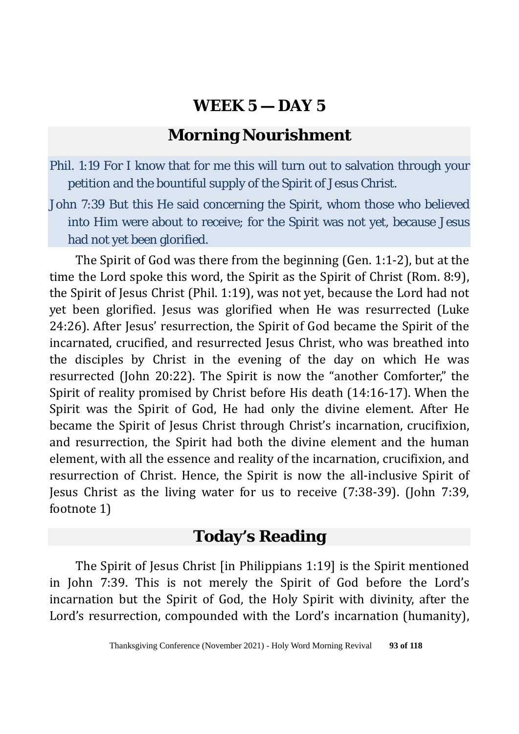# WEEK 5 — DAY 5

## Morning Nourishment

Phil. 1:19 For I know that for me this will turn out to salvation through your petition and the bountiful supply of the Spirit of Jesus Christ.

John 7:39 But this He said concerning the Spirit, whom those who believed into Him were about to receive; for the Spirit was not yet, because Jesus had not yet been glorified.

The Spirit of God was there from the beginning (Gen. 1:1-2), but at the time the Lord spoke this word, the Spirit as the Spirit of Christ (Rom. 8:9), the Spirit of Jesus Christ (Phil. 1:19), was not yet, because the Lord had not yet been glorified. Jesus was glorified when He was resurrected (Luke 24:26). After Jesus' resurrection, the Spirit of God became the Spirit of the incarnated, crucified, and resurrected Jesus Christ, who was breathed into the disciples by Christ in the evening of the day on which He was resurrected (John 20:22). The Spirit is now the "another Comforter," the Spirit of reality promised by Christ before His death (14:16-17). When the Spirit was the Spirit of God, He had only the divine element. After He became the Spirit of Jesus Christ through Christ's incarnation, crucifixion, and resurrection, the Spirit had both the divine element and the human element, with all the essence and reality of the incarnation, crucifixion, and resurrection of Christ. Hence, the Spirit is now the all-inclusive Spirit of Jesus Christ as the living water for us to receive (7:38-39). (John 7:39, footnote 1)

## Today's Reading

The Spirit of Jesus Christ [in Philippians 1:19] is the Spirit mentioned in John 7:39. This is not merely the Spirit of God before the Lord's incarnation but the Spirit of God, the Holy Spirit with divinity, after the Lord's resurrection, compounded with the Lord's incarnation (humanity),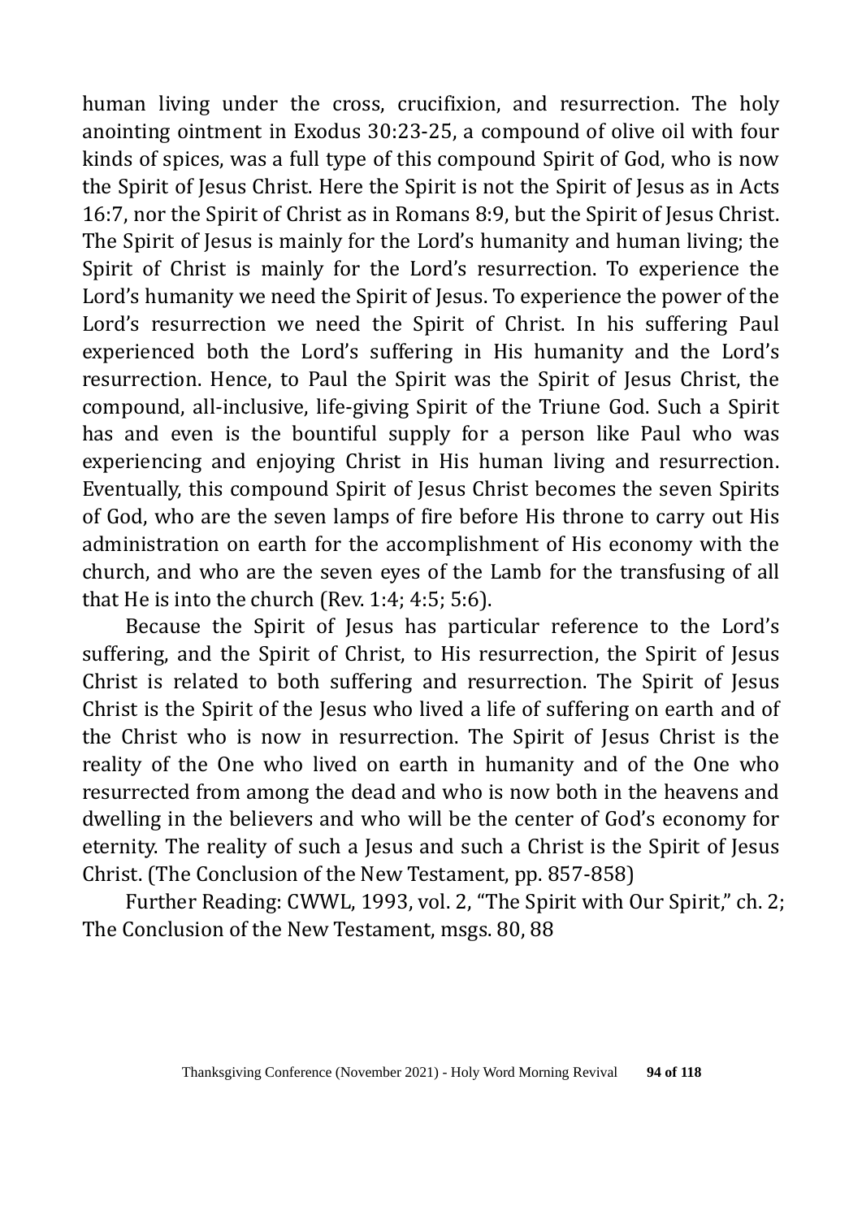human living under the cross, crucifixion, and resurrection. The holy anointing ointment in Exodus 30:23-25, a compound of olive oil with four kinds of spices, was a full type of this compound Spirit of God, who is now the Spirit of Jesus Christ. Here the Spirit is not the Spirit of Jesus as in Acts 16:7, nor the Spirit of Christ as in Romans 8:9, but the Spirit of Jesus Christ. The Spirit of Jesus is mainly for the Lord's humanity and human living; the Spirit of Christ is mainly for the Lord's resurrection. To experience the Lord's humanity we need the Spirit of Jesus. To experience the power of the Lord's resurrection we need the Spirit of Christ. In his suffering Paul experienced both the Lord's suffering in His humanity and the Lord's resurrection. Hence, to Paul the Spirit was the Spirit of Jesus Christ, the compound, all-inclusive, life-giving Spirit of the Triune God. Such a Spirit has and even is the bountiful supply for a person like Paul who was experiencing and enjoying Christ in His human living and resurrection. Eventually, this compound Spirit of Jesus Christ becomes the seven Spirits of God, who are the seven lamps of fire before His throne to carry out His administration on earth for the accomplishment of His economy with the church, and who are the seven eyes of the Lamb for the transfusing of all that He is into the church (Rev. 1:4; 4:5; 5:6).

Because the Spirit of Jesus has particular reference to the Lord's suffering, and the Spirit of Christ, to His resurrection, the Spirit of Jesus Christ is related to both suffering and resurrection. The Spirit of Jesus Christ is the Spirit of the Jesus who lived a life of suffering on earth and of the Christ who is now in resurrection. The Spirit of Jesus Christ is the reality of the One who lived on earth in humanity and of the One who resurrected from among the dead and who is now both in the heavens and dwelling in the believers and who will be the center of God's economy for eternity. The reality of such a Jesus and such a Christ is the Spirit of Jesus Christ. (The Conclusion of the New Testament, pp. 857-858)

Further Reading: CWWL, 1993, vol. 2, "The Spirit with Our Spirit," ch. 2; The Conclusion of the New Testament, msgs. 80, 88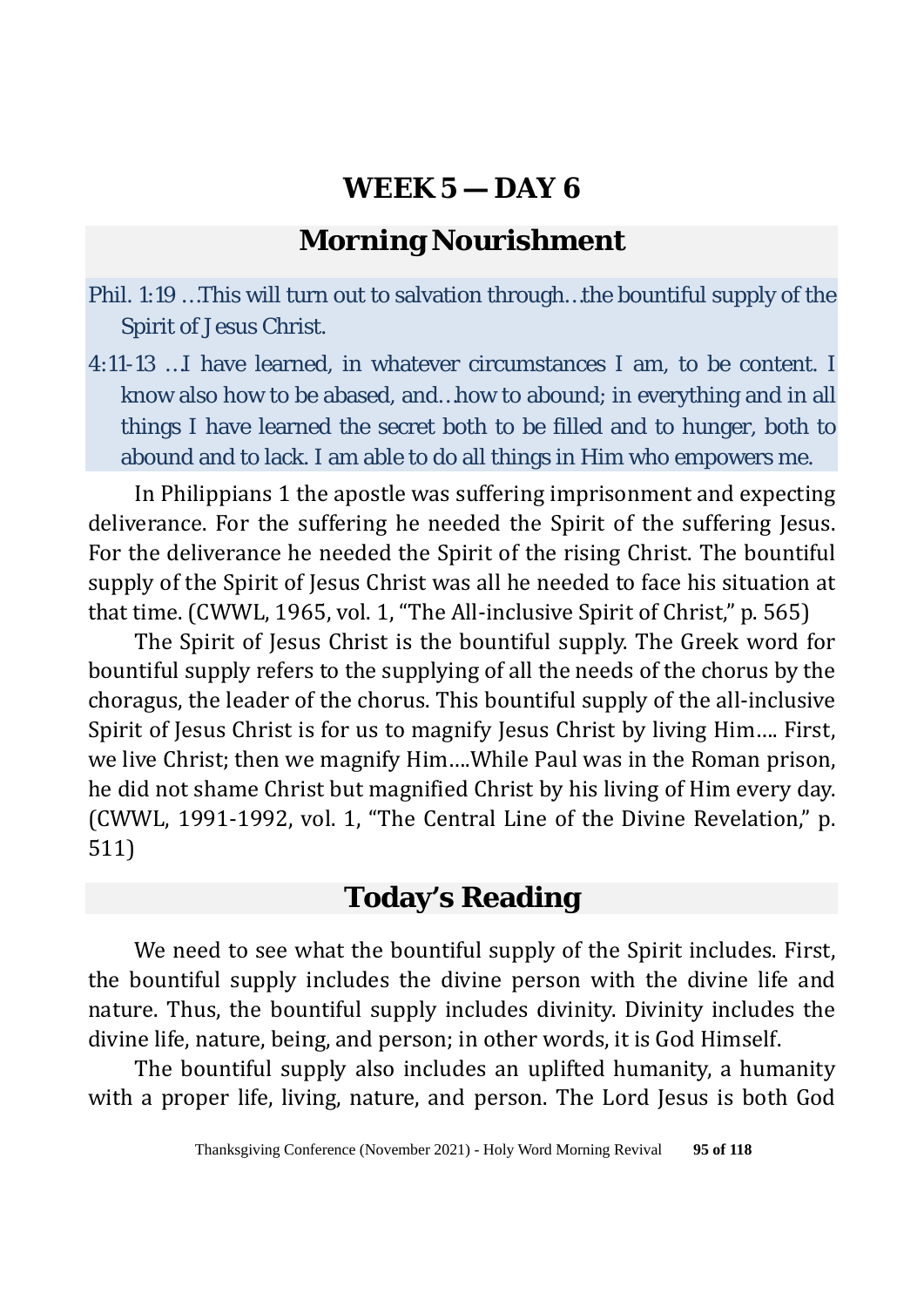# WEEK 5 — DAY 6

## Morning Nourishment

Phil. 1:19 …This will turn out to salvation through…the bountiful supply of the Spirit of Jesus Christ.

4:11-13 …I have learned, in whatever circumstances I am, to be content. I know also how to be abased, and…how to abound; in everything and in all things I have learned the secret both to be filled and to hunger, both to abound and to lack. I am able to do all things in Him who empowers me.

In Philippians 1 the apostle was suffering imprisonment and expecting deliverance. For the suffering he needed the Spirit of the suffering Jesus. For the deliverance he needed the Spirit of the rising Christ. The bountiful supply of the Spirit of Jesus Christ was all he needed to face his situation at that time. (CWWL, 1965, vol. 1, "The All-inclusive Spirit of Christ," p. 565)

The Spirit of Jesus Christ is the bountiful supply. The Greek word for bountiful supply refers to the supplying of all the needs of the chorus by the choragus, the leader of the chorus. This bountiful supply of the all-inclusive Spirit of Jesus Christ is for us to magnify Jesus Christ by living Him…. First, we live Christ; then we magnify Him….While Paul was in the Roman prison, he did not shame Christ but magnified Christ by his living of Him every day. (CWWL, 1991-1992, vol. 1, "The Central Line of the Divine Revelation," p. 511)

## Today's Reading

We need to see what the bountiful supply of the Spirit includes. First, the bountiful supply includes the divine person with the divine life and nature. Thus, the bountiful supply includes divinity. Divinity includes the divine life, nature, being, and person; in other words, it is God Himself.

The bountiful supply also includes an uplifted humanity, a humanity with a proper life, living, nature, and person. The Lord Jesus is both God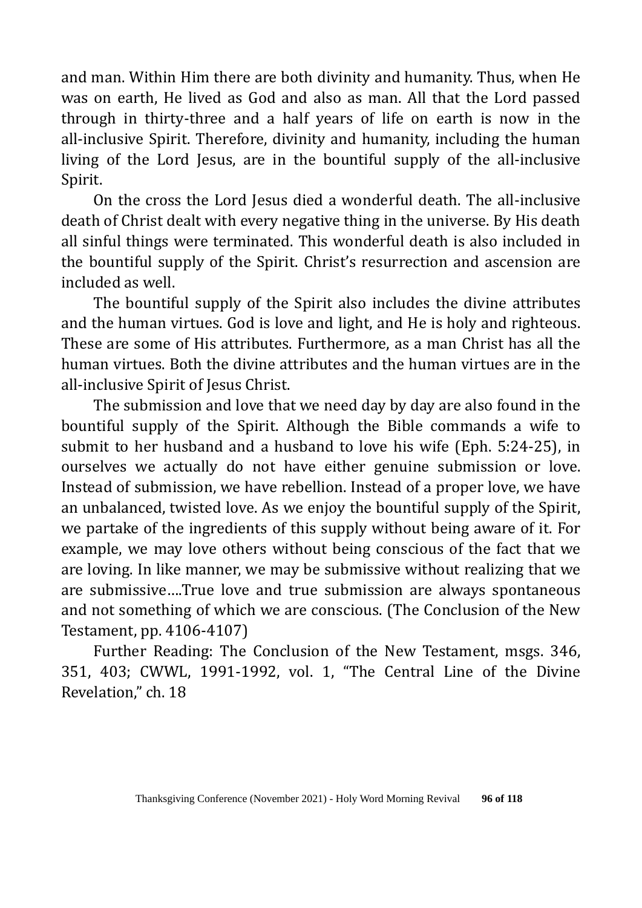and man. Within Him there are both divinity and humanity. Thus, when He was on earth, He lived as God and also as man. All that the Lord passed through in thirty-three and a half years of life on earth is now in the all-inclusive Spirit. Therefore, divinity and humanity, including the human living of the Lord Jesus, are in the bountiful supply of the all-inclusive Spirit.

On the cross the Lord Jesus died a wonderful death. The all-inclusive death of Christ dealt with every negative thing in the universe. By His death all sinful things were terminated. This wonderful death is also included in the bountiful supply of the Spirit. Christ's resurrection and ascension are included as well.

The bountiful supply of the Spirit also includes the divine attributes and the human virtues. God is love and light, and He is holy and righteous. These are some of His attributes. Furthermore, as a man Christ has all the human virtues. Both the divine attributes and the human virtues are in the all-inclusive Spirit of Jesus Christ.

The submission and love that we need day by day are also found in the bountiful supply of the Spirit. Although the Bible commands a wife to submit to her husband and a husband to love his wife (Eph. 5:24-25), in ourselves we actually do not have either genuine submission or love. Instead of submission, we have rebellion. Instead of a proper love, we have an unbalanced, twisted love. As we enjoy the bountiful supply of the Spirit, we partake of the ingredients of this supply without being aware of it. For example, we may love others without being conscious of the fact that we are loving. In like manner, we may be submissive without realizing that we are submissive….True love and true submission are always spontaneous and not something of which we are conscious. (The Conclusion of the New Testament, pp. 4106-4107)

Further Reading: The Conclusion of the New Testament, msgs. 346, 351, 403; CWWL, 1991-1992, vol. 1, "The Central Line of the Divine Revelation," ch. 18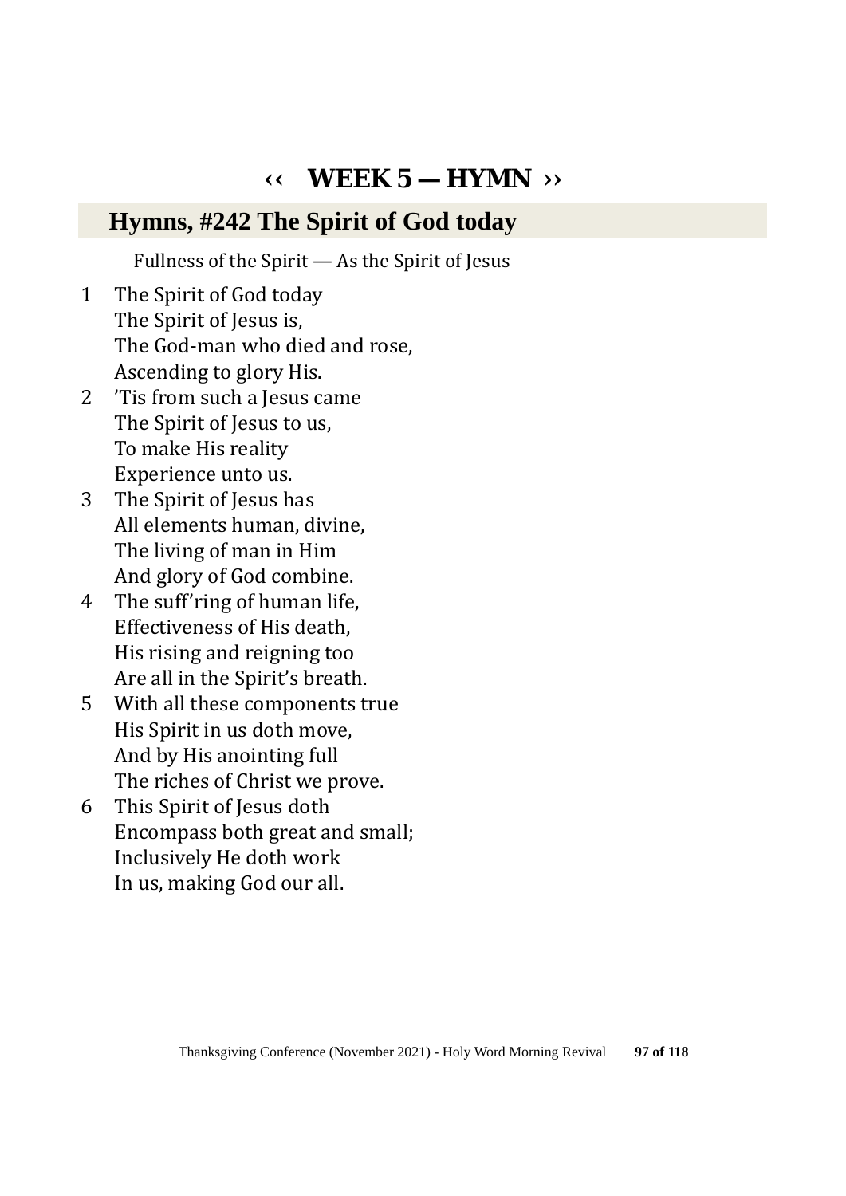# ‹‹ WEEK 5 — HYMN ››

## Hymns, #242 The Spirit of God today

Fullness of the Spirit — As the Spirit of Jesus

1. The Spirit of God today  
   The Spirit of Jesus is,  
   The God-man who died and rose,  
   Ascending to glory His.
2. 'Tis from such a Jesus came  
   The Spirit of Jesus to us,  
   To make His reality  
   Experience unto us.
3. The Spirit of Jesus has  
   All elements human, divine,  
   The living of man in Him  
   And glory of God combine.
4. The suff'ring of human life,  
   Effectiveness of His death,  
   His rising and reigning too  
   Are all in the Spirit's breath.
5. With all these components true  
   His Spirit in us doth move,  
   And by His anointing full  
   The riches of Christ we prove.
6. This Spirit of Jesus doth  
   Encompass both great and small;  
   Inclusively He doth work  
   In us, making God our all.